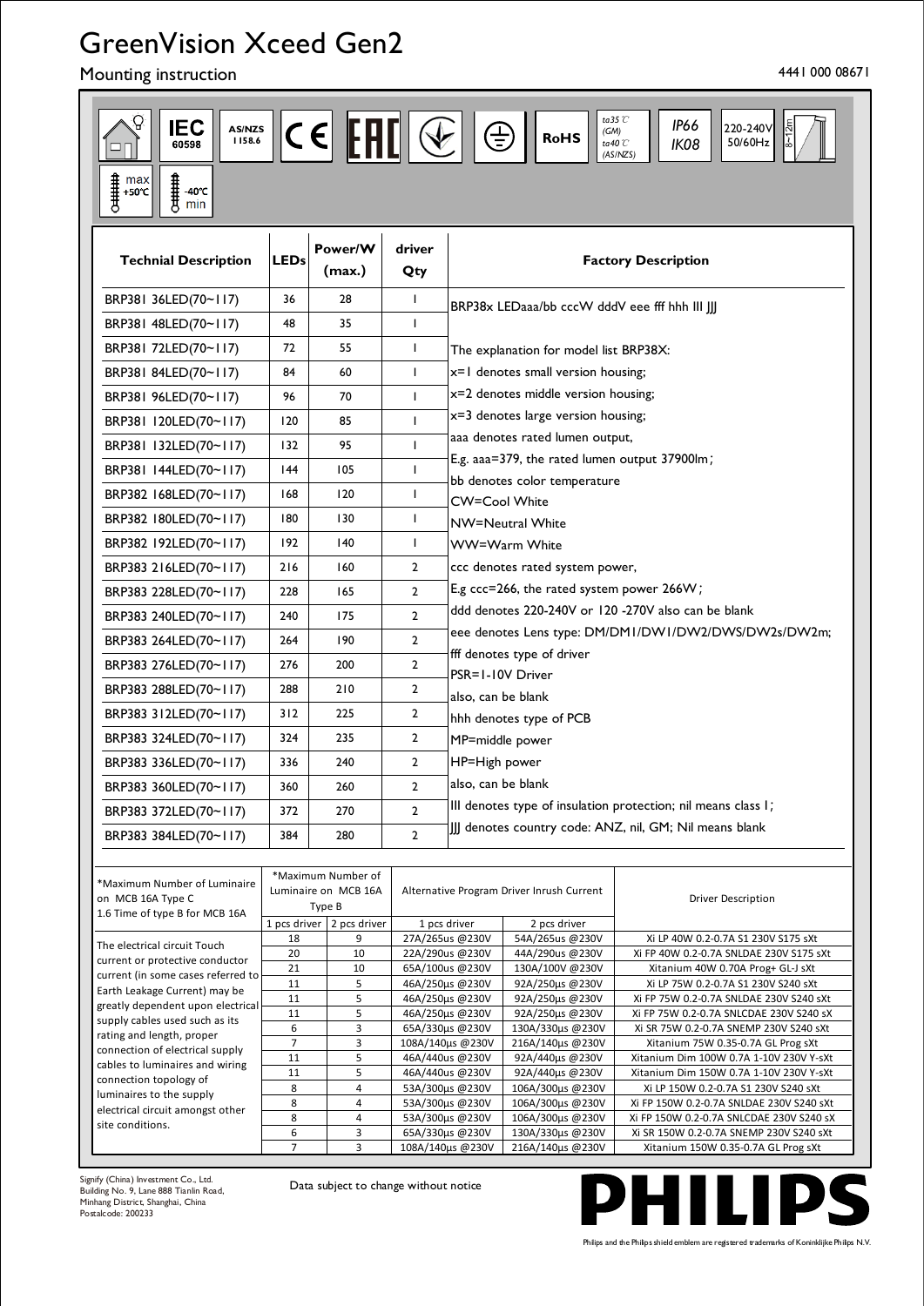# GreenVision Xceed Gen2

## Mounting instruction

4441 000 08671

IEC 60598 | AS/NZS 1158.6 | CE | EAC | RoHS | ta35℃ (GM) ta40℃ (AS/NZS) | IP66 IK08 | 220-240V 50/60Hz | 8~12m | max +50℃ | -40℃ min

| Technial Description | LEDs | Power/W (max.) | driver Qty | Factory Description |
|---|---|---|---|---|
| BRP381 36LED(70~117) | 36 | 28 | 1 | BRP38x LEDaaa/bb cccW dddV eee fff hhh III JJJ |
| BRP381 48LED(70~117) | 48 | 35 | 1 | |
| BRP381 72LED(70~117) | 72 | 55 | 1 | The explanation for model list BRP38X: |
| BRP381 84LED(70~117) | 84 | 60 | 1 | x=1 denotes small version housing; |
| BRP381 96LED(70~117) | 96 | 70 | 1 | x=2 denotes middle version housing; |
| BRP381 120LED(70~117) | 120 | 85 | 1 | x=3 denotes large version housing; |
| BRP381 132LED(70~117) | 132 | 95 | 1 | aaa denotes rated lumen output, E.g. aaa=379, the rated lumen output 37900lm; |
| BRP381 144LED(70~117) | 144 | 105 | 1 | bb denotes color temperature |
| BRP382 168LED(70~117) | 168 | 120 | 1 | CW=Cool White |
| BRP382 180LED(70~117) | 180 | 130 | 1 | NW=Neutral White |
| BRP382 192LED(70~117) | 192 | 140 | 1 | WW=Warm White |
| BRP383 216LED(70~117) | 216 | 160 | 2 | ccc denotes rated system power, |
| BRP383 228LED(70~117) | 228 | 165 | 2 | E.g ccc=266, the rated system power 266W; |
| BRP383 240LED(70~117) | 240 | 175 | 2 | ddd denotes 220-240V or 120 -270V also can be blank |
| BRP383 264LED(70~117) | 264 | 190 | 2 | eee denotes Lens type: DM/DM1/DW1/DW2/DWS/DW2s/DW2m; |
| BRP383 276LED(70~117) | 276 | 200 | 2 | fff denotes type of driver PSR=1-10V Driver |
| BRP383 288LED(70~117) | 288 | 210 | 2 | also, can be blank |
| BRP383 312LED(70~117) | 312 | 225 | 2 | hhh denotes type of PCB |
| BRP383 324LED(70~117) | 324 | 235 | 2 | MP=middle power |
| BRP383 336LED(70~117) | 336 | 240 | 2 | HP=High power |
| BRP383 360LED(70~117) | 360 | 260 | 2 | also, can be blank |
| BRP383 372LED(70~117) | 372 | 270 | 2 | III denotes type of insulation protection; nil means class I; |
| BRP383 384LED(70~117) | 384 | 280 | 2 | JJJ denotes country code: ANZ, nil, GM; Nil means blank |

| *Maximum Number of Luminaire on MCB 16A Type C<br>1.6 Time of type B for MCB 16A | *Maximum Number of Luminaire on MCB 16A Type B | | Alternative Program Driver Inrush Current | | Driver Description |
|---|---|---|---|---|---|
| | 1 pcs driver | 2 pcs driver | 1 pcs driver | 2 pcs driver | |
| The electrical circuit Touch current or protective conductor current (in some cases referred to Earth Leakage Current) may be greatly dependent upon electrical supply cables used such as its rating and length, proper connection of electrical supply cables to luminaires and wiring connection topology of luminaires to the supply electrical circuit amongst other site conditions. | 18 | 9 | 27A/265us @230V | 54A/265us @230V | Xi LP 40W 0.2-0.7A S1 230V S175 sXt |
| | 20 | 10 | 22A/290µs @230V | 44A/290µs @230V | Xi FP 40W 0.2-0.7A SNLDAE 230V S175 sXt |
| | 21 | 10 | 65A/100us @230V | 130A/100V @230V | Xitanium 40W 0.70A Prog+ GL-J sXt |
| | 11 | 5 | 46A/250µs @230V | 92A/250µs @230V | Xi LP 75W 0.2-0.7A S1 230V S240 sXt |
| | 11 | 5 | 46A/250µs @230V | 92A/250µs @230V | Xi FP 75W 0.2-0.7A SNLDAE 230V S240 sXt |
| | 11 | 5 | 46A/250µs @230V | 92A/250µs @230V | Xi FP 75W 0.2-0.7A SNLCDAE 230V S240 sX |
| | 6 | 3 | 65A/330µs @230V | 130A/330µs @230V | Xi SR 75W 0.2-0.7A SNEMP 230V S240 sXt |
| | 7 | 3 | 108A/140µs @230V | 216A/140µs @230V | Xitanium 75W 0.35-0.7A GL Prog sXt |
| | 11 | 5 | 46A/440us @230V | 92A/440µs @230V | Xitanium Dim 100W 0.7A 1-10V 230V Y-sXt |
| | 11 | 5 | 46A/440us @230V | 92A/440µs @230V | Xitanium Dim 150W 0.7A 1-10V 230V Y-sXt |
| | 8 | 4 | 53A/300µs @230V | 106A/300µs @230V | Xi LP 150W 0.2-0.7A S1 230V S240 sXt |
| | 8 | 4 | 53A/300µs @230V | 106A/300µs @230V | Xi FP 150W 0.2-0.7A SNLDAE 230V S240 sXt |
| | 8 | 4 | 53A/300µs @230V | 106A/300µs @230V | Xi FP 150W 0.2-0.7A SNLCDAE 230V S240 sX |
| | 6 | 3 | 65A/330µs @230V | 130A/330µs @230V | Xi SR 150W 0.2-0.7A SNEMP 230V S240 sXt |
| | 7 | 3 | 108A/140µs @230V | 216A/140µs @230V | Xitanium 150W 0.35-0.7A GL Prog sXt |

Signify (China) Investment Co., Ltd.
Building No. 9, Lane 888 Tianlin Road,
Minhang District, Shanghai, China
Postalcode: 200233

Data subject to change without notice

PHILIPS

Philips and the Philips shield emblem are registered trademarks of Koninklijke Philips N.V.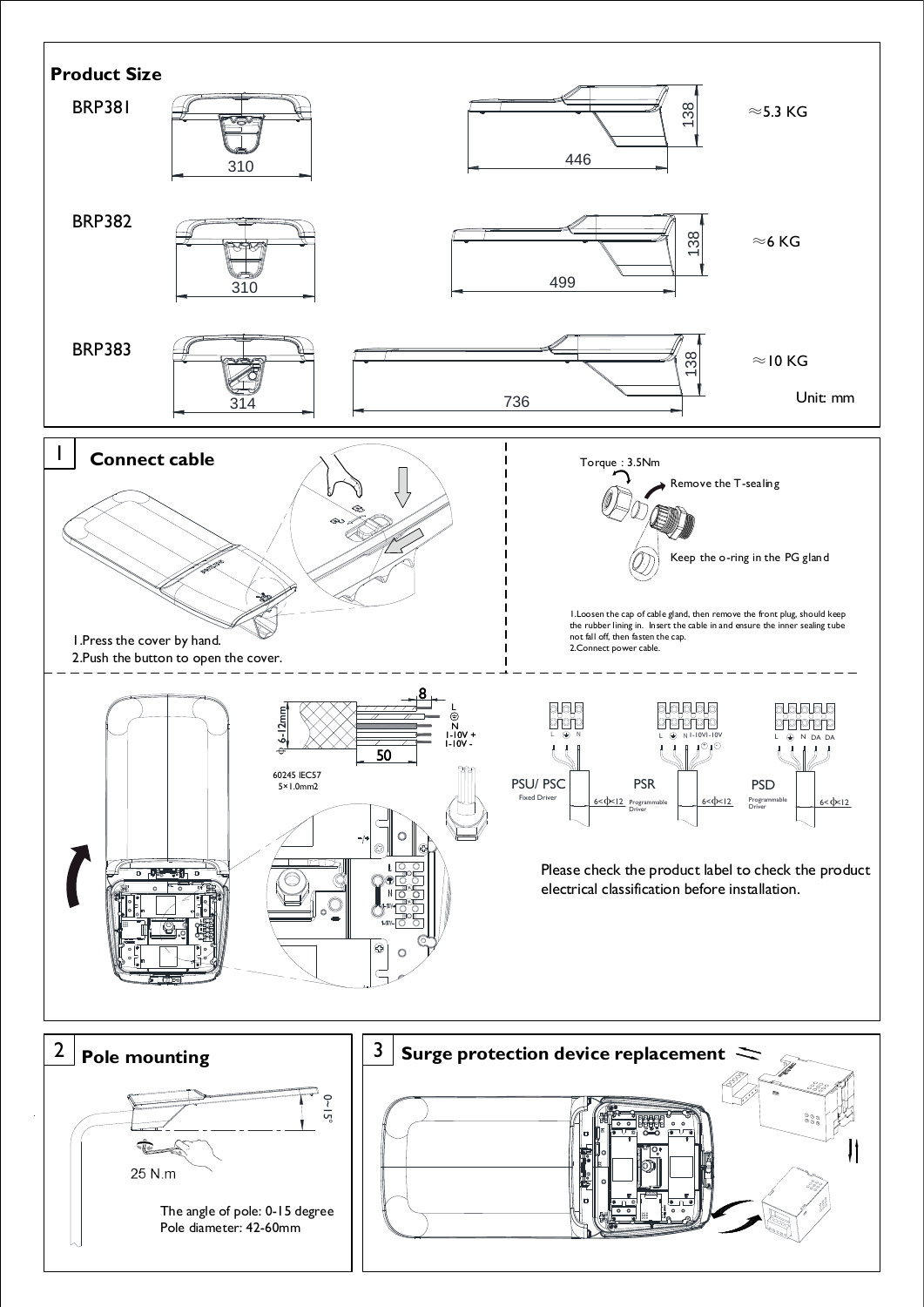## Product Size

BRP381

310

446

138

≈5.3 KG

BRP382

310

499

138

≈6 KG

BRP383

314

736

138

≈10 KG

Unit: mm

## 1 Connect cable

1.Press the cover by hand.
2.Push the button to open the cover.

Torque : 3.5Nm

Remove the T-sealing

Keep the o-ring in the PG gland

1.Loosen the cap of cable gland, then remove the front plug, should keep the rubber lining in. Insert the cable in and ensure the inner sealing tube not fall off, then fasten the cap.
2.Connect power cable.

8

6-12mm

50

L
⏚
N
1-10V +
1-10V -

60245 IEC57
5×1.0mm2

PSU/ PSC
Fixed Driver
6<Φ<12

PSR
Programmable Driver
6<Φ<12

PSD
Programmable Driver
6<Φ<12

Please check the product label to check the product electrical classification before installation.

## 2 Pole mounting

0~15°

25 N.m

The angle of pole: 0-15 degree
Pole diameter: 42-60mm

## 3 Surge protection device replacement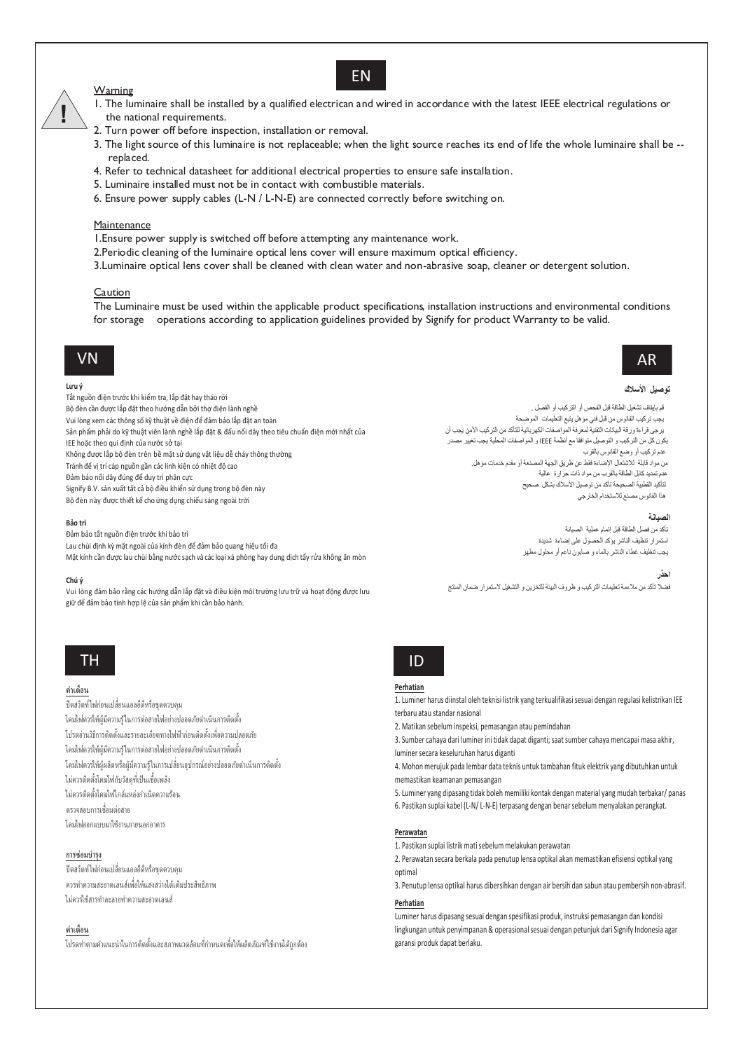# EN

## Warning

1. The luminaire shall be installed by a qualified electrican and wired in accordance with the latest IEEE electrical regulations or the national requirements.
2. Turn power off before inspection, installation or removal.
3. The light source of this luminaire is not replaceable; when the light source reaches its end of life the whole luminaire shall be -- replaced.
4. Refer to technical datasheet for additional electrical properties to ensure safe installation.
5. Luminaire installed must not be in contact with combustible materials.
6. Ensure power supply cables (L-N / L-N-E) are connected correctly before switching on.

## Maintenance

1.Ensure power supply is switched off before attempting any maintenance work.
2.Periodic cleaning of the luminaire optical lens cover will ensure maximum optical efficiency.
3.Luminaire optical lens cover shall be cleaned with clean water and non-abrasive soap, cleaner or detergent solution.

## Caution

The Luminaire must be used within the applicable product specifications, installation instructions and environmental conditions for storage operations according to application guidelines provided by Signify for product Warranty to be valid.

# VN

**Lưu ý**

Tắt nguồn điện trước khi kiểm tra, lắp đặt hay tháo rời
Bộ đèn cần được lắp đặt theo hướng dẫn bởi thợ điện lành nghề
Vui lòng xem các thông số kỹ thuật về điện để đảm bảo lắp đặt an toàn
Sản phẩm phải do kỹ thuật viên lành nghề lắp đặt & đấu nối dây theo tiêu chuẩn điện mới nhất của IEE hoặc theo qui định của nước sở tại
Không được lắp bộ đèn trên bề mặt sử dụng vật liệu dễ cháy thông thường
Tránh để vị trí cáp nguồn gần các linh kiện có nhiệt độ cao
Đảm bảo nối dây đúng để duy trì phân cực
Signify B.V. sản xuất tất cả bộ điều khiển sử dụng trong bộ đèn này
Bộ đèn này được thiết kế cho ứng dụng chiếu sáng ngoài trời

**Bảo trì**

Đảm bảo tắt nguồn điện trước khi bảo trì
Lau chùi định kỳ mặt ngoài của kính đèn để đảm bảo quang hiệu tối đa
Mặt kính cần được lau chùi bằng nước sạch và các loại xà phòng hay dung dịch tẩy rửa không ăn mòn

**Chú ý**

Vui lòng đảm bảo rằng các hướng dẫn lắp đặt và điều kiện môi trường lưu trữ và hoạt động được lưu giữ để đảm bảo tính hợp lệ của sản phẩm khi cần bảo hành.

# AR

**توصيل الأسلاك**

قم بإيقاف تشغيل الطاقة قبل الفحص أو التركيب أو الفصل .
يجب تركيب الفانوس من قبل فني مؤهل يتبع التعليمات الموضحة
يرجى قراءة ورقة البيانات التقنية لمعرفة المواصفات الكهربائية للتأكد من التركيب الآمن يجب أن يكون كل من التركيب و التوصيل متوافقا مع أنظمة IEEE و المواصفات المحلية يجب تغيير مصدر
عدم تركيب أو وضع الفانوس بالقرب
من مواد قابلة للاشتعال الإضاءة فقط عن طريق الجهة المصنعة أو مقدم خدمات مؤهل.
عدم تمديد كابل الطاقة بالقرب من مواد ذات حرارة عالية
لتأكيد القطبية الصحيحة تأكد من توصيل الأسلاك بشكل صحيح
هذا الفانوس مصنع للاستخدام الخارجي

**الصيانة**

تأكد من فصل الطاقة قبل إتمام عملية الصيانة
استمرار تنظيف الناشر يؤكد الحصول على إضاءة شديدة
يجب تنظيف غطاء الناشر بالماء و صابون ناعم أو محلول مطهر

**احذر**

فضلا تأكد من ملاءمة تعليمات التركيب و ظروف البيئة للتخزين و التشغيل لاستمرار ضمان المنتج

# TH

**คำเตือน**

ปิดสวิตช์ไฟก่อนเปลี่ยนแอลอีดีหรือชุดควบคุม
โคมไฟควรให้ผู้มีความรู้ในการต่อสายไฟอย่างปลอดภัยดำเนินการติดตั้ง
โปรดอ่านวิธีการติดตั้งและรายละเอียดทางไฟฟ้าก่อนติดตั้งเพื่อความปลอดภัย
โคมไฟควรให้ผู้มีความรู้ในการต่อสายไฟอย่างปลอดภัยดำเนินการติดตั้ง
โคมไฟควรให้ผู้ผลิตหรือผู้มีความรู้ในการเปลี่ยนอุปกรณ์อย่างปลอดภัยดำเนินการติดตั้ง
ไม่ควรติดตั้งโคมไฟกับวัสดุที่เป็นเชื้อเพลิง
ไม่ควรติดตั้งโคมไฟใกล้แหล่งกำเนิดความร้อน
ตรวจสอบการเชื่อมต่อสาย
โคมไฟออกแบบมาใช้งานภายนอกอาคาร

**การซ่อมบำรุง**

ปิดสวิตช์ไฟก่อนเปลี่ยนแอลอีดีหรือชุดควบคุม
ควรทำความสะอาดเลนส์เพื่อให้แสงสว่างได้เต็มประสิทธิภาพ
ไม่ควรใช้สารทำละลายทำความสะอาดเลนส์

**คำเตือน**

โปรดทำตามคำแนะนำในการติดตั้งและสภาพแวดล้อมที่กำหนดเพื่อให้ผลิตภัณฑ์ใช้งานได้ถูกต้อง

# ID

**Perhatian**

1. Luminer harus diinstal oleh teknisi listrik yang terkualifikasi sesuai dengan regulasi kelistrikan IEE terbaru atau standar nasional
2. Matikan sebelum inspeksi, pemasangan atau pemindahan
3. Sumber cahaya dari luminer ini tidak dapat diganti; saat sumber cahaya mencapai masa akhir, luminer secara keseluruhan harus diganti
4. Mohon merujuk pada lembar data teknis untuk tambahan fituk elektrik yang dibutuhkan untuk memastikan keamanan pemasangan
5. Luminer yang dipasang tidak boleh memiliki kontak dengan material yang mudah terbakar/ panas
6. Pastikan suplai kabel (L-N/ L-N-E) terpasang dengan benar sebelum menyalakan perangkat.

**Perawatan**

1. Pastikan suplai listrik mati sebelum melakukan perawatan
2. Perawatan secara berkala pada penutup lensa optikal akan memastikan efisiensi optikal yang optimal
3. Penutup lensa optikal harus dibersihkan dengan air bersih dan sabun atau pembersih non-abrasif.

**Perhatian**

Luminer harus dipasang sesuai dengan spesifikasi produk, instruksi pemasangan dan kondisi lingkungan untuk penyimpanan & operasional sesuai dengan petunjuk dari Signify Indonesia agar garansi produk dapat berlaku.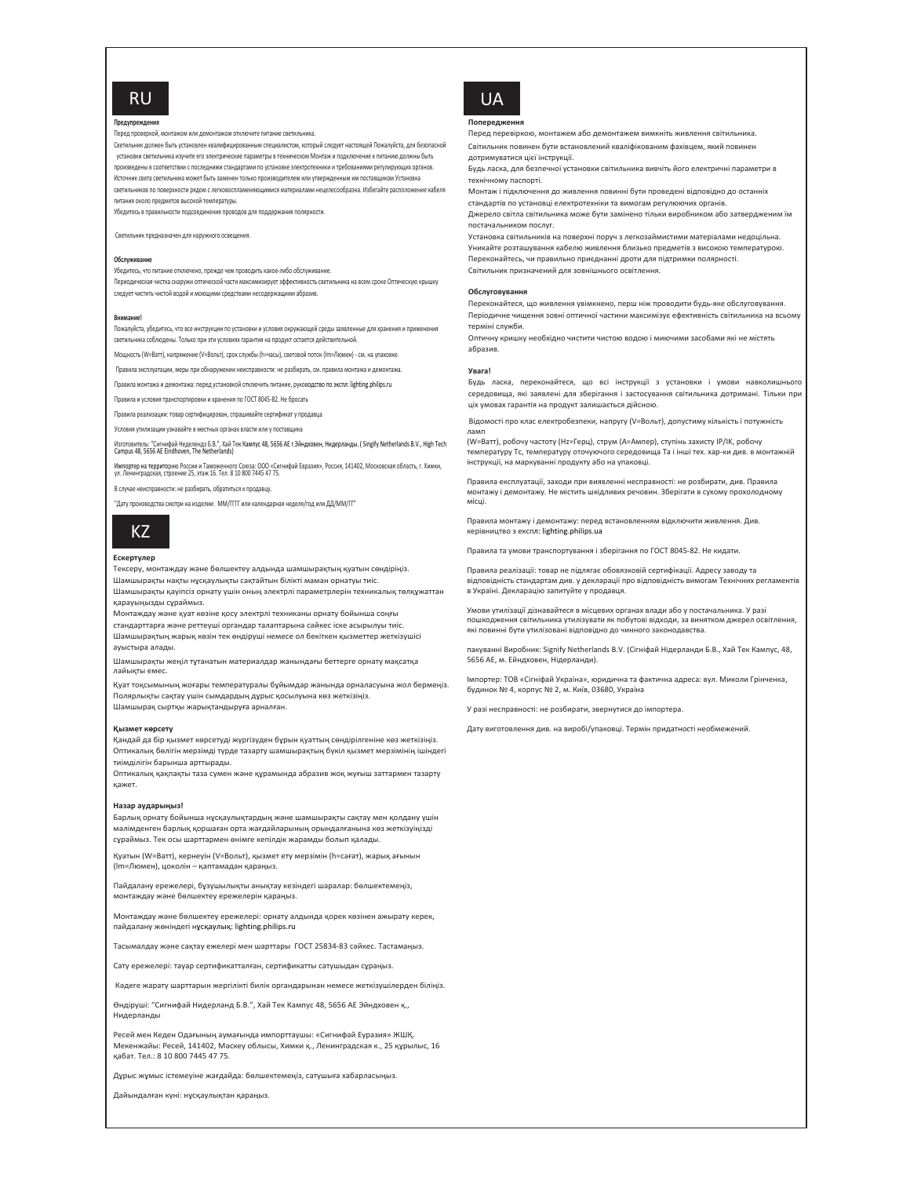# RU

**Предупреждения**

Перед проверкой, монтажом или демонтажом отключите питание светильника.

Светильник должен быть установлен квалифицированным специалистом, который следует настоящей Пожалуйста, для безопасной установки светильника изучите его электрические параметры в техническом Монтаж и подключение к питанию должны быть произведены в соответствии с последними стандартами по установке электротехники и требованиями регулирующих органов. Источник света светильника может быть заменен только производителем или утвержденным им поставщиком Установка светильников по поверхности рядом с легковоспламеняющимися материалами нецелесообразна. Избегайте расположение кабеля питания около предметов высокой температуры.

Убедитесь в правильности подсоединения проводов для поддержания полярности.

Светильник предназначен для наружного освещения.

**Обслуживание**

Убедитесь, что питание отключено, прежде чем проводить какое-либо обслуживание.

Периодическая чистка снаружи оптической части максимизирует эффективность светильника на всем сроке Оптическую крышку следует чистить чистой водой и моющими средствами несодержащими абразив.

**Внимание!**

Пожалуйста, убедитесь, что все инструкции по установки и условия окружающей среды заявленные для хранения и применения светильника соблюдены. Только при эти условиях гарантия на продукт остается действительной.

Мощность (W=Ватт), напряжение (V=Вольт), срок службы (h=часы), световой поток (lm=Люмен) - см. на упаковке.

Правила эксплуатации, меры при обнаружении неисправности: не разбирать, см. правила монтажа и демонтажа.

Правила монтажа и демонтажа: перед установкой отключить питание, руководство по экспл: lighting.philips.ru

Правила и условия транспортировки и хранения по ГОСТ 8045-82. Не бросать

Правила реализации: товар сертифицирован, спрашивайте сертификат у продавца

Условия утилизации узнавайте в местных органах власти или у поставщика

Изготовитель: "Сигнифай Нерделендз Б.В.", Хай Тек Кампус 48, 5656 АЕ г.Эйндховен, Нидерланды. ( Singify Netherlands B.V., High Tech Campus 48, 5656 AE Eindhoven, The Netherlands)

Импортер на территорию России и Таможенного Союза: ООО «Сигнифай Евразия», Россия, 141402, Московская область, г. Химки, ул. Ленинградская, строение 25, этаж 16. Тел. 8 10 800 7445 47 75.

В случае неисправности: не разбирать, обратиться к продавцу.

"Дату производства смотри на изделии: ММ/ГГГГ или календарная неделя/год или ДД/ММ/ГГ"

# KZ

**Ескертулер**

Тексеру, монтаждау және бөлшектеу алдында шамшырақтың қуатын сөндіріңіз.

Шамшырақты нақты нұсқаулықты сақтайтын білікті маман орнатуы тиіс.

Шамшырақты қауіпсіз орнату үшін оның электрлі параметрлерін техникалық төлқұжаттан қарауыңызды сұраймыз.

Монтаждау және қуат көзіне қосу электрлі техниканы орнату бойынша соңғы стандарттарға және реттеуші органдар талаптарына сәйкес іске асырылуы тиіс.

Шамшырақтың жарық көзін тек өндіруші немесе ол бекіткен қызметтер жеткізушісі ауыстыра алады.

Шамшырақты жеңіл тұтанатын материалдар жанындағы беттерге орнату мақсатқа лайықты емес.

Қуат тоқсымының жоғары температуралы бұйымдар жанында орналасуына жол бермеңіз.

Полярлықты сақтау үшін сымдардың дұрыс қосылуына көз жеткізіңіз.

Шамшырақ сыртқы жарықтандыруға арналған.

**Қызмет көрсету**

Қандай да бір қызмет көрсетуді жүргізуден бұрын қуаттың сөндірілгеніне көз жеткізіңіз.

Оптикалық бөлігін мерзімді түрде тазарту шамшырақтың бүкіл қызмет мерзімінің ішіндегі тиімділігін барынша арттырады.

Оптикалық қақпақты таза сумен және құрамында абразив жоқ жуғыш заттармен тазарту қажет.

**Назар аударыңыз!**

Барлық орнату бойынша нұсқаулықтардың және шамшырақты сақтау мен қолдану үшін мәлімделген барлық қоршаған орта жағдайларының орындалғанына көз жеткізуіңізді сұраймыз. Тек осы шарттармен өнімге кепілдік жарамды болып қалады.

Қуатын (W=Ватт), кернеуін (V=Вольт), қызмет ету мерзімін (h=сағат), жарық ағынын (lm=Люмен), цоколін – қаптамадан қараңыз.

Пайдалану ережелері, бұзушылықты анықтау кезіндегі шаралар: бөлшектемеңіз, монтаждау және бөлшектеу ережелерін қараңыз.

Монтаждау және бөлшектеу ережелері: орнату алдында қорек көзінен ажырату керек, пайдалану жөніндегі нұсқаулық: lighting.philips.ru

Тасымалдау және сақтау ежелері мен шарттары ГОСТ 25834-83 сәйкес. Тастамаңыз.

Сату ережелері: тауар сертификатталған, сертификатты сатушыдан сұраңыз.

Кәдеге жарату шарттарын жергілікті билік органдарынан немесе жеткізушілерден біліңіз.

Өндіруші: "Сигнифай Нидерланд Б.В.", Хай Тек Кампус 48, 5656 АЕ Эйндховен қ., Нидерланды

Ресей мен Кеден Одағының аумағында импорттаушы: «Сигнифай Еуразия» ЖШҚ. Мекенжайы: Ресей, 141402, Мәскеу облысы, Химки қ., Ленинградская к., 25 құрылыс, 16 қабат. Тел.: 8 10 800 7445 47 75.

Дұрыс жұмыс істемеуіне жағдайда: бөлшектемеңіз, сатушыға хабарласыңыз.

Дайындалған күні: нұсқаулықтан қараңыз.

# UA

**Попередження**

Перед перевіркою, монтажем або демонтажем вимкніть живлення світильника.

Світильник повинен бути встановлений кваліфікованим фахівцем, який повинен дотримуватися цієї інструкції.

Будь ласка, для безпечної установки світильника вивчіть його електричні параметри в технічному паспорті.

Монтаж і підключення до живлення повинні бути проведені відповідно до останніх стандартів по установці електротехніки та вимогам регулюючих органів.

Джерело світла світильника може бути замінено тільки виробником або затвердженим їм постачальником послуг.

Установка світильників на поверхні поруч з легкозаймистими матеріалами недоцільна.

Уникайте розташування кабелю живлення близько предметів з високою температурою.

Переконайтесь, чи правильно приєднанні дроти для підтримки полярності.

Світильник призначений для зовнішнього освітлення.

**Обслуговування**

Переконайтеся, що живлення увімкнено, перш ніж проводити будь-яке обслуговування.

Періодичне чищення зовні оптичної частини максимізує ефективність світильника на всьому терміні служби.

Оптичну кришку необхідно чистити чистою водою і миючими засобами які не містять абразив.

**Увага!**

Будь ласка, переконайтеся, що всі інструкції з установки і умови навколишнього середовища, які заявлені для зберігання і застосування світильника дотримані. Тільки при цих умовах гарантія на продукт залишається дійсною.

Відомості про клас електробезпеки, напругу (V=Вольт), допустиму кількість і потужність ламп (W=Ватт), робочу частоту (Hz=Герц), струм (A=Ампер), ступінь захисту IP/IK, робочу температуру Tc, температуру оточуючого середовища Ta і інші тех. хар-ки див. в монтажній інструкції, на маркуванні продукту або на упаковці.

Правила експлуатації, заходи при виявленні несправності: не розбирати, див. Правила монтажу і демонтажу. Не містить шкідливих речовин. Зберігати в сухому прохолодному місці.

Правила монтажу і демонтажу: перед встановленням відключити живлення. Див. керівництво з експл: lighting.philips.ua

Правила та умови транспортування і зберігання по ГОСТ 8045-82. Не кидати.

Правила реалізації: товар не підлягає обовязковій сертифікації. Адресу заводу та відповідність стандартам див. у декларації про відповідність вимогам Технічних регламентів в Україні. Декларацію запитуйте у продавця.

Умови утилізації дізнавайтеся в місцевих органах влади або у постачальника. У разі пошкодження світильника утилізувати як побутові відходи, за винятком джерел освітлення, які повинні бути утилізовані відповідно до чинного законодавства.

пакуванні Виробник: Signify Netherlands B.V. (Сігніфай Нідерланди Б.В., Хай Тек Кампус, 48, 5656 AE, м. Ейндховен, Нідерланди).

Імпортер: ТОВ «Сігніфай Україна», юридична та фактична адреса: вул. Миколи Грінченка, будинок № 4, корпус № 2, м. Київ, 03680, Україна

У разі несправності: не розбирати, звернутися до імпортера.

Дату виготовлення див. на виробі/упаковці. Термін придатності необмежений.